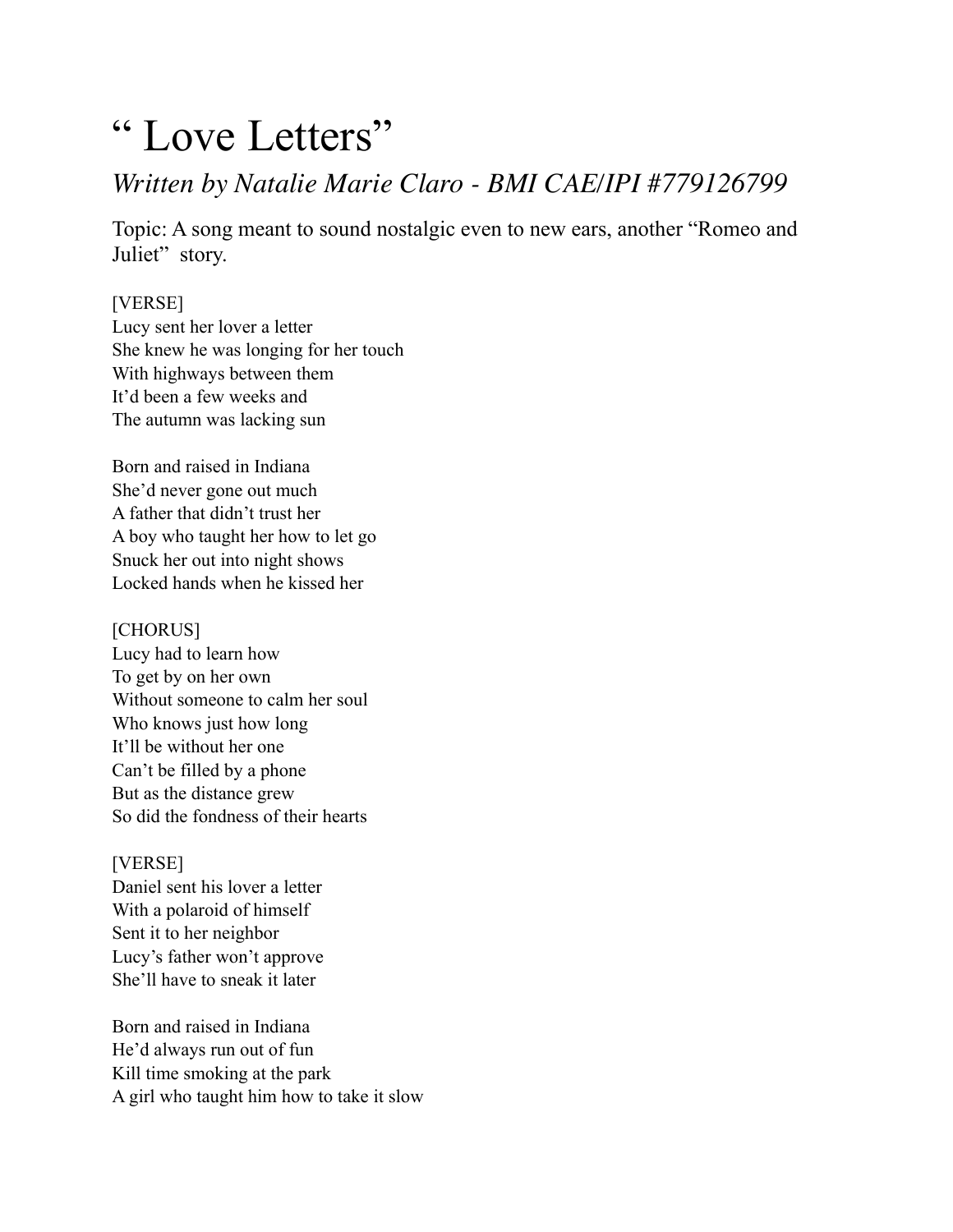# " Love Letters"

## *Written by Natalie Marie Claro - BMI CAE/IPI #779126799*

Topic: A song meant to sound nostalgic even to new ears, another "Romeo and Juliet" story.

[VERSE]
Lucy sent her lover a letter
She knew he was longing for her touch
With highways between them
It'd been a few weeks and
The autumn was lacking sun

Born and raised in Indiana
She'd never gone out much
A father that didn't trust her
A boy who taught her how to let go
Snuck her out into night shows
Locked hands when he kissed her

[CHORUS]
Lucy had to learn how
To get by on her own
Without someone to calm her soul
Who knows just how long
It'll be without her one
Can't be filled by a phone
But as the distance grew
So did the fondness of their hearts

[VERSE]
Daniel sent his lover a letter
With a polaroid of himself
Sent it to her neighbor
Lucy's father won't approve
She'll have to sneak it later

Born and raised in Indiana
He'd always run out of fun
Kill time smoking at the park
A girl who taught him how to take it slow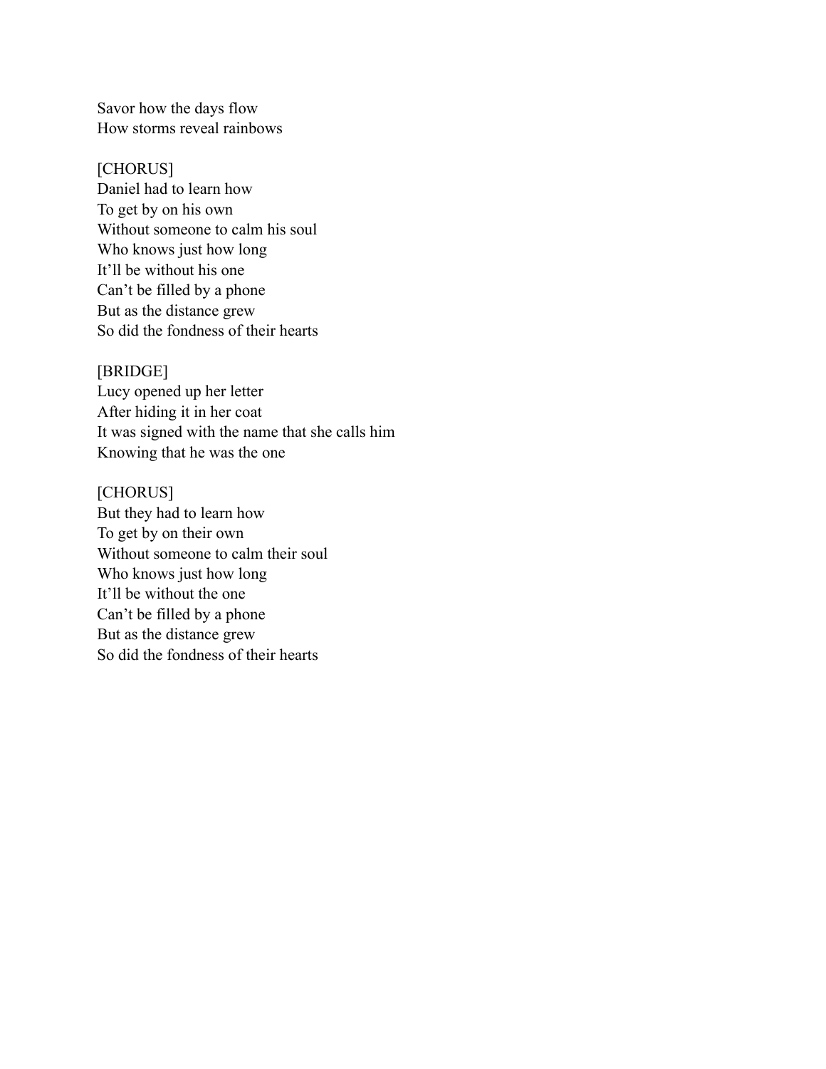Savor how the days flow
How storms reveal rainbows

[CHORUS]
Daniel had to learn how
To get by on his own
Without someone to calm his soul
Who knows just how long
It'll be without his one
Can't be filled by a phone
But as the distance grew
So did the fondness of their hearts

[BRIDGE]
Lucy opened up her letter
After hiding it in her coat
It was signed with the name that she calls him
Knowing that he was the one

[CHORUS]
But they had to learn how
To get by on their own
Without someone to calm their soul
Who knows just how long
It'll be without the one
Can't be filled by a phone
But as the distance grew
So did the fondness of their hearts